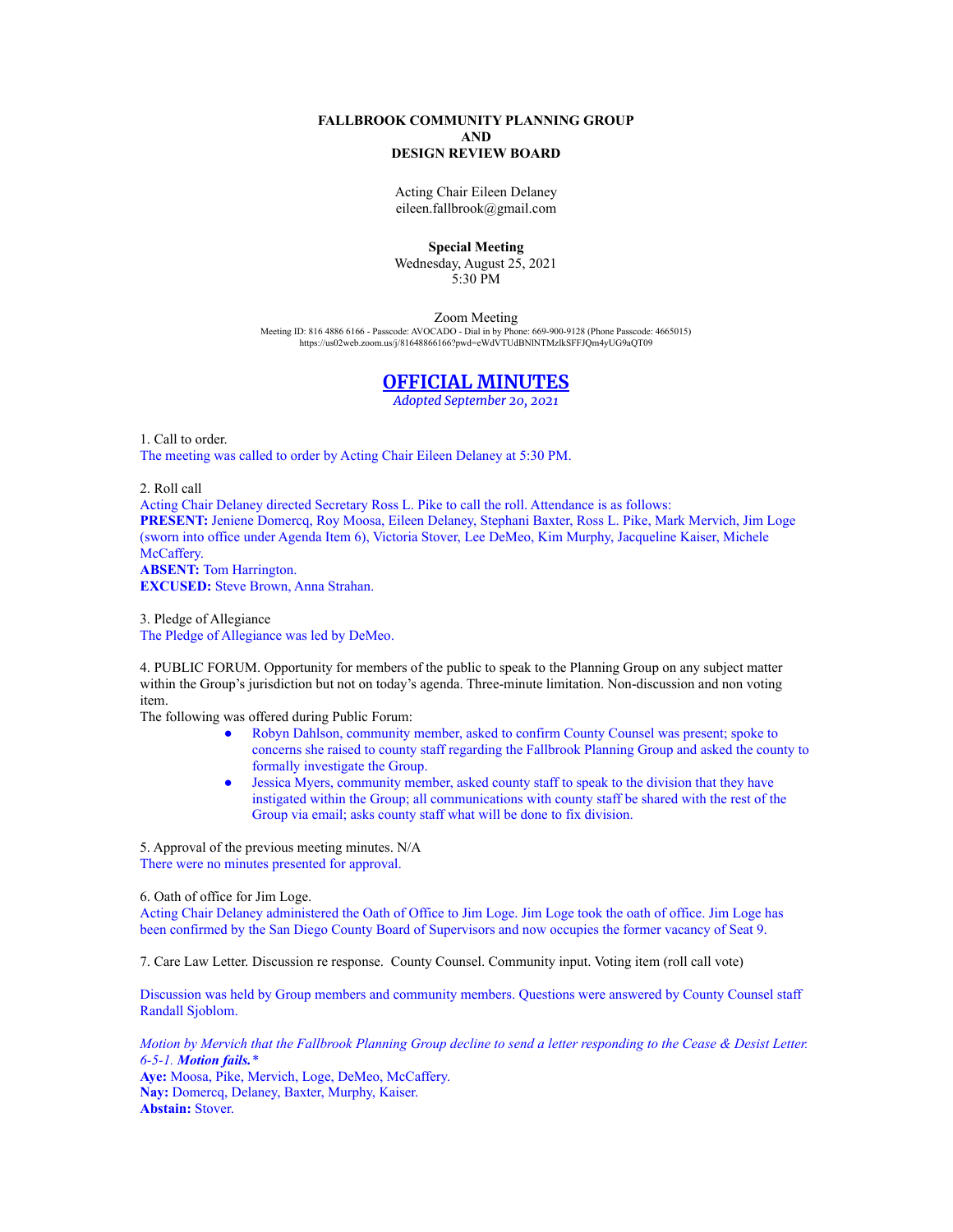**FALLBROOK COMMUNITY PLANNING GROUP**
**AND**
**DESIGN REVIEW BOARD**

Acting Chair Eileen Delaney
eileen.fallbrook@gmail.com

**Special Meeting**
Wednesday, August 25, 2021
5:30 PM

Zoom Meeting
Meeting ID: 816 4886 6166 - Passcode: AVOCADO - Dial in by Phone: 669-900-9128 (Phone Passcode: 4665015)
https://us02web.zoom.us/j/81648866166?pwd=eWdVTUdBNlNTMzlkSFFJQm4yUG9aQT09

# OFFICIAL MINUTES

*Adopted September 20, 2021*

1. Call to order.
The meeting was called to order by Acting Chair Eileen Delaney at 5:30 PM.

2. Roll call
Acting Chair Delaney directed Secretary Ross L. Pike to call the roll. Attendance is as follows:
**PRESENT:** Jeniene Domercq, Roy Moosa, Eileen Delaney, Stephani Baxter, Ross L. Pike, Mark Mervich, Jim Loge (sworn into office under Agenda Item 6), Victoria Stover, Lee DeMeo, Kim Murphy, Jacqueline Kaiser, Michele McCaffery.
**ABSENT:** Tom Harrington.
**EXCUSED:** Steve Brown, Anna Strahan.

3. Pledge of Allegiance
The Pledge of Allegiance was led by DeMeo.

4. PUBLIC FORUM. Opportunity for members of the public to speak to the Planning Group on any subject matter within the Group's jurisdiction but not on today's agenda. Three-minute limitation. Non-discussion and non voting item.
The following was offered during Public Forum:

- Robyn Dahlson, community member, asked to confirm County Counsel was present; spoke to concerns she raised to county staff regarding the Fallbrook Planning Group and asked the county to formally investigate the Group.
- Jessica Myers, community member, asked county staff to speak to the division that they have instigated within the Group; all communications with county staff be shared with the rest of the Group via email; asks county staff what will be done to fix division.

5. Approval of the previous meeting minutes. N/A
There were no minutes presented for approval.

6. Oath of office for Jim Loge.
Acting Chair Delaney administered the Oath of Office to Jim Loge. Jim Loge took the oath of office. Jim Loge has been confirmed by the San Diego County Board of Supervisors and now occupies the former vacancy of Seat 9.

7. Care Law Letter. Discussion re response. County Counsel. Community input. Voting item (roll call vote)

Discussion was held by Group members and community members. Questions were answered by County Counsel staff Randall Sjoblom.

*Motion by Mervich that the Fallbrook Planning Group decline to send a letter responding to the Cease & Desist Letter. 6-5-1.* ***Motion fails.**** 
**Aye:** Moosa, Pike, Mervich, Loge, DeMeo, McCaffery.
**Nay:** Domercq, Delaney, Baxter, Murphy, Kaiser.
**Abstain:** Stover.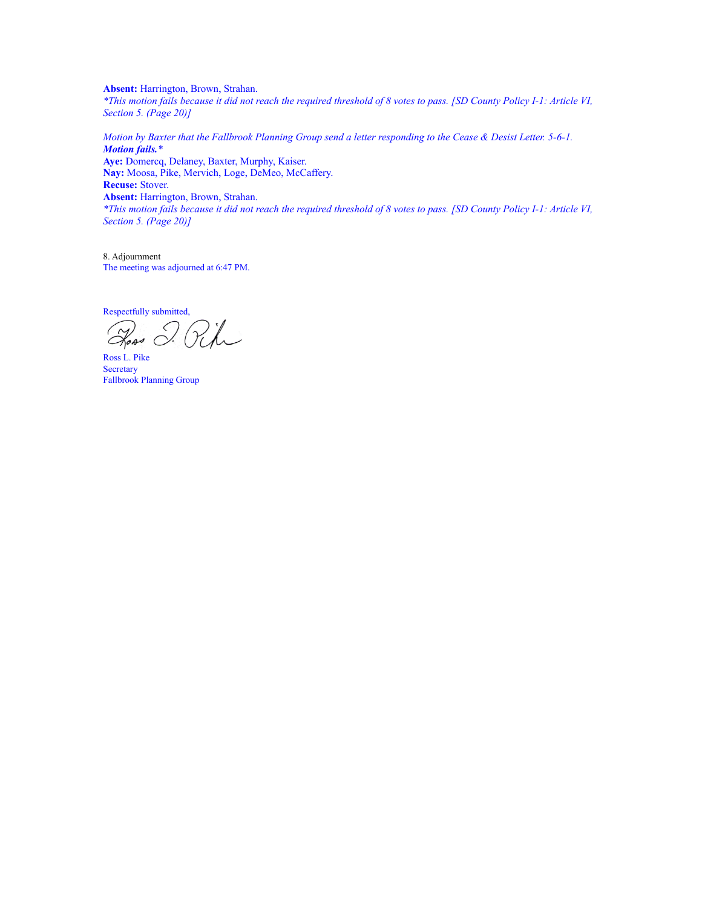**Absent:** Harrington, Brown, Strahan.
*\*This motion fails because it did not reach the required threshold of 8 votes to pass. [SD County Policy I-1: Article VI, Section 5. (Page 20)]*

*Motion by Baxter that the Fallbrook Planning Group send a letter responding to the Cease & Desist Letter. 5-6-1.*
***Motion fails.****\**
**Aye:** Domercq, Delaney, Baxter, Murphy, Kaiser.
**Nay:** Moosa, Pike, Mervich, Loge, DeMeo, McCaffery.
**Recuse:** Stover.
**Absent:** Harrington, Brown, Strahan.
*\*This motion fails because it did not reach the required threshold of 8 votes to pass. [SD County Policy I-1: Article VI, Section 5. (Page 20)]*

8. Adjournment
The meeting was adjourned at 6:47 PM.

Respectfully submitted,

Ross L. Pike
Secretary
Fallbrook Planning Group